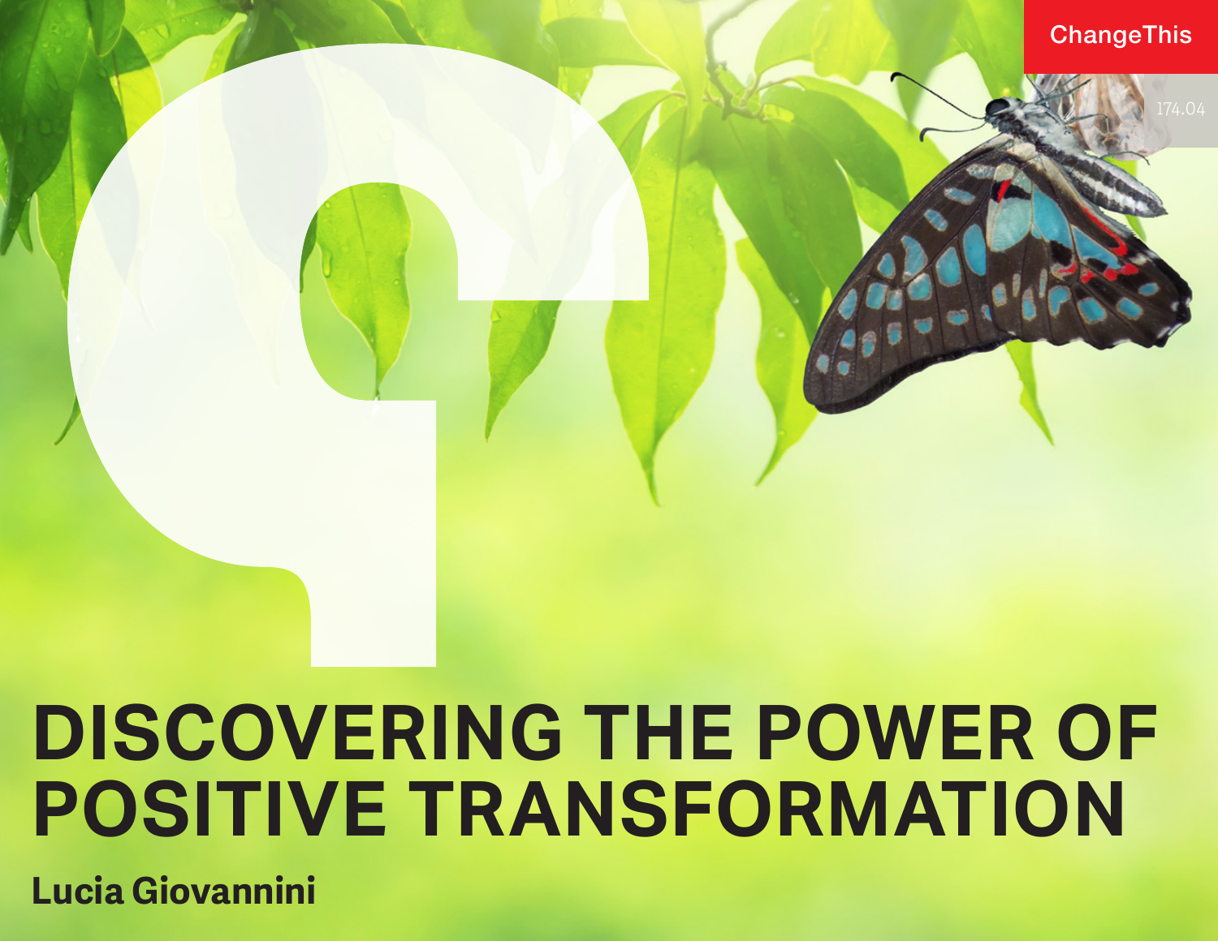ChangeThis

174.04

# DISCOVERING THE POWER OF POSITIVE TRANSFORMATION

**Lucia Giovannini**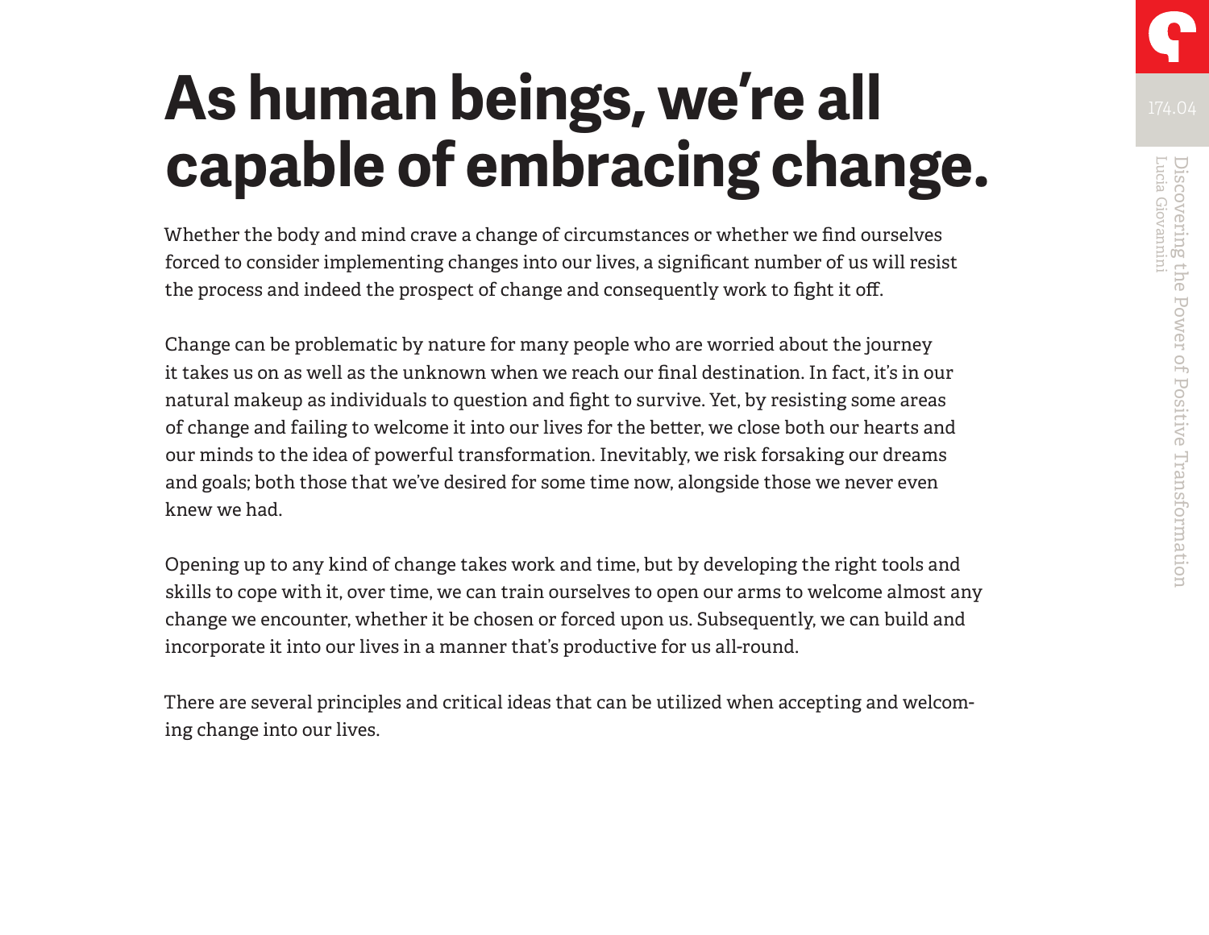# As human beings, we're all capable of embracing change.

Whether the body and mind crave a change of circumstances or whether we find ourselves forced to consider implementing changes into our lives, a significant number of us will resist the process and indeed the prospect of change and consequently work to fight it off.

Change can be problematic by nature for many people who are worried about the journey it takes us on as well as the unknown when we reach our final destination. In fact, it's in our natural makeup as individuals to question and fight to survive. Yet, by resisting some areas of change and failing to welcome it into our lives for the better, we close both our hearts and our minds to the idea of powerful transformation. Inevitably, we risk forsaking our dreams and goals; both those that we've desired for some time now, alongside those we never even knew we had.

Opening up to any kind of change takes work and time, but by developing the right tools and skills to cope with it, over time, we can train ourselves to open our arms to welcome almost any change we encounter, whether it be chosen or forced upon us. Subsequently, we can build and incorporate it into our lives in a manner that's productive for us all-round.

There are several principles and critical ideas that can be utilized when accepting and welcoming change into our lives.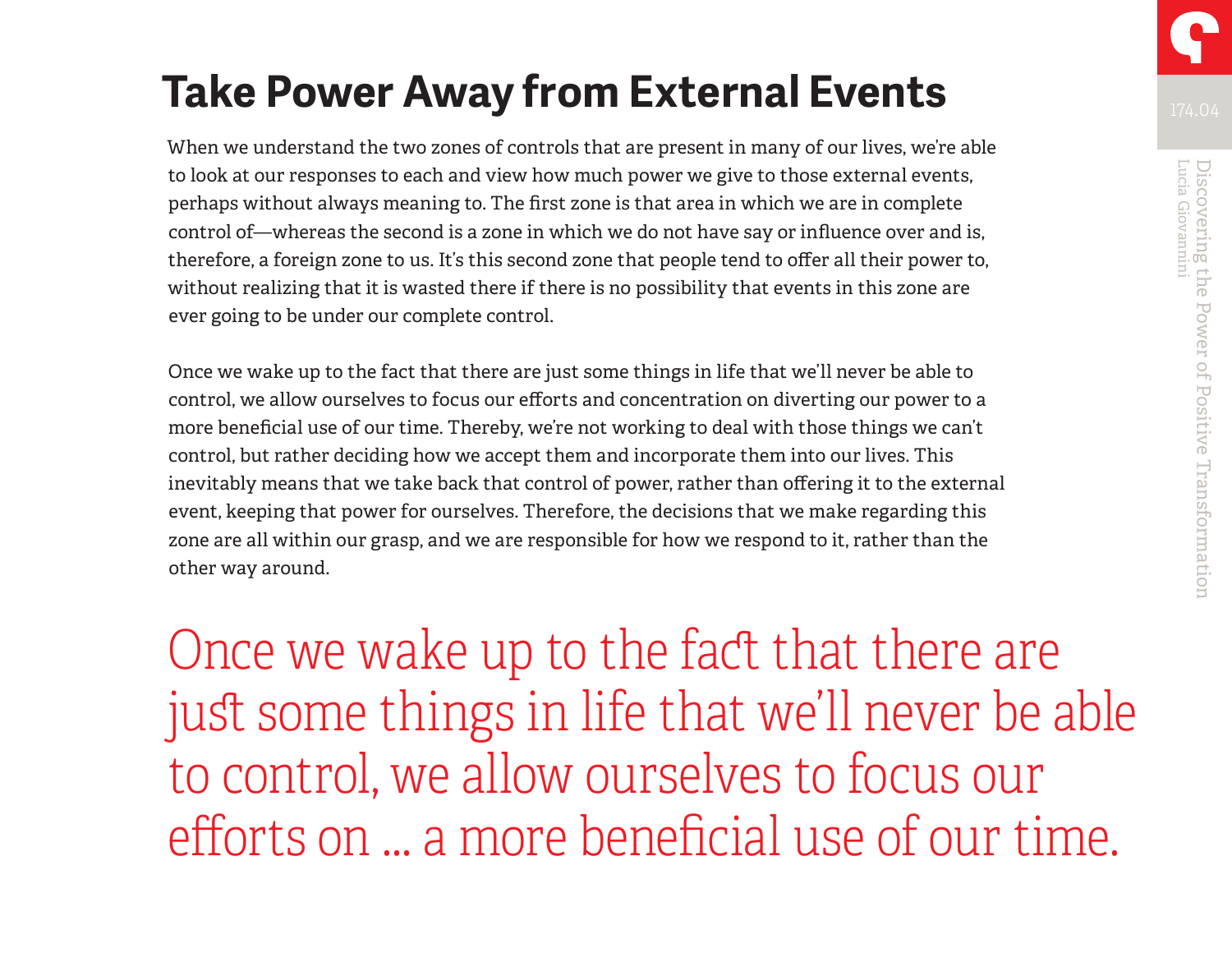# Take Power Away from External Events

When we understand the two zones of controls that are present in many of our lives, we're able to look at our responses to each and view how much power we give to those external events, perhaps without always meaning to. The first zone is that area in which we are in complete control of—whereas the second is a zone in which we do not have say or influence over and is, therefore, a foreign zone to us. It's this second zone that people tend to offer all their power to, without realizing that it is wasted there if there is no possibility that events in this zone are ever going to be under our complete control.

Once we wake up to the fact that there are just some things in life that we'll never be able to control, we allow ourselves to focus our efforts and concentration on diverting our power to a more beneficial use of our time. Thereby, we're not working to deal with those things we can't control, but rather deciding how we accept them and incorporate them into our lives. This inevitably means that we take back that control of power, rather than offering it to the external event, keeping that power for ourselves. Therefore, the decisions that we make regarding this zone are all within our grasp, and we are responsible for how we respond to it, rather than the other way around.

> Once we wake up to the fact that there are just some things in life that we'll never be able to control, we allow ourselves to focus our efforts on ... a more beneficial use of our time.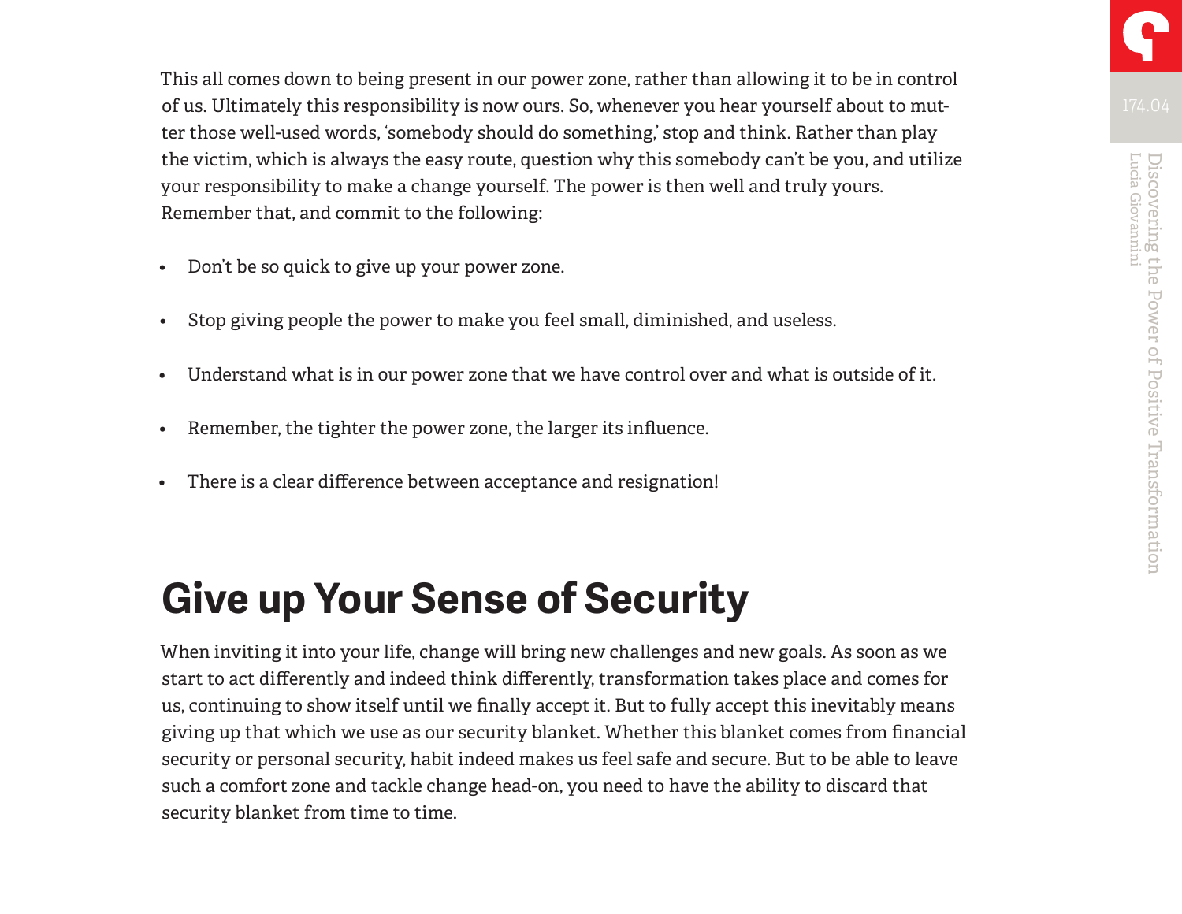This all comes down to being present in our power zone, rather than allowing it to be in control of us. Ultimately this responsibility is now ours. So, whenever you hear yourself about to mutter those well-used words, 'somebody should do something,' stop and think. Rather than play the victim, which is always the easy route, question why this somebody can't be you, and utilize your responsibility to make a change yourself. The power is then well and truly yours. Remember that, and commit to the following:

- Don't be so quick to give up your power zone.
- Stop giving people the power to make you feel small, diminished, and useless.
- Understand what is in our power zone that we have control over and what is outside of it.
- Remember, the tighter the power zone, the larger its influence.
- There is a clear difference between acceptance and resignation!

## Give up Your Sense of Security

When inviting it into your life, change will bring new challenges and new goals. As soon as we start to act differently and indeed think differently, transformation takes place and comes for us, continuing to show itself until we finally accept it. But to fully accept this inevitably means giving up that which we use as our security blanket. Whether this blanket comes from financial security or personal security, habit indeed makes us feel safe and secure. But to be able to leave such a comfort zone and tackle change head-on, you need to have the ability to discard that security blanket from time to time.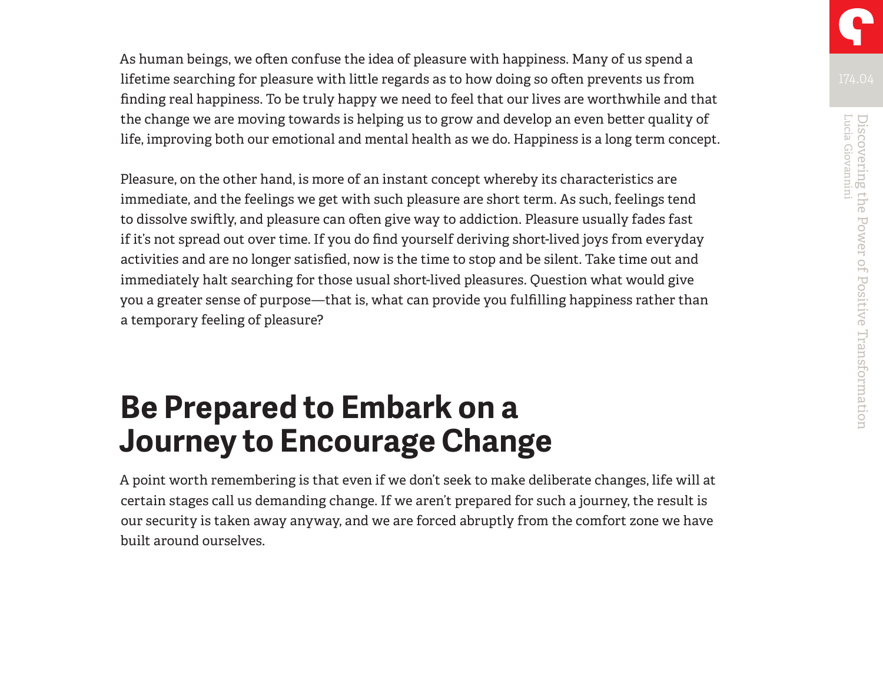As human beings, we often confuse the idea of pleasure with happiness. Many of us spend a lifetime searching for pleasure with little regards as to how doing so often prevents us from finding real happiness. To be truly happy we need to feel that our lives are worthwhile and that the change we are moving towards is helping us to grow and develop an even better quality of life, improving both our emotional and mental health as we do. Happiness is a long term concept.

Pleasure, on the other hand, is more of an instant concept whereby its characteristics are immediate, and the feelings we get with such pleasure are short term. As such, feelings tend to dissolve swiftly, and pleasure can often give way to addiction. Pleasure usually fades fast if it's not spread out over time. If you do find yourself deriving short-lived joys from everyday activities and are no longer satisfied, now is the time to stop and be silent. Take time out and immediately halt searching for those usual short-lived pleasures. Question what would give you a greater sense of purpose—that is, what can provide you fulfilling happiness rather than a temporary feeling of pleasure?

## Be Prepared to Embark on a Journey to Encourage Change

A point worth remembering is that even if we don't seek to make deliberate changes, life will at certain stages call us demanding change. If we aren't prepared for such a journey, the result is our security is taken away anyway, and we are forced abruptly from the comfort zone we have built around ourselves.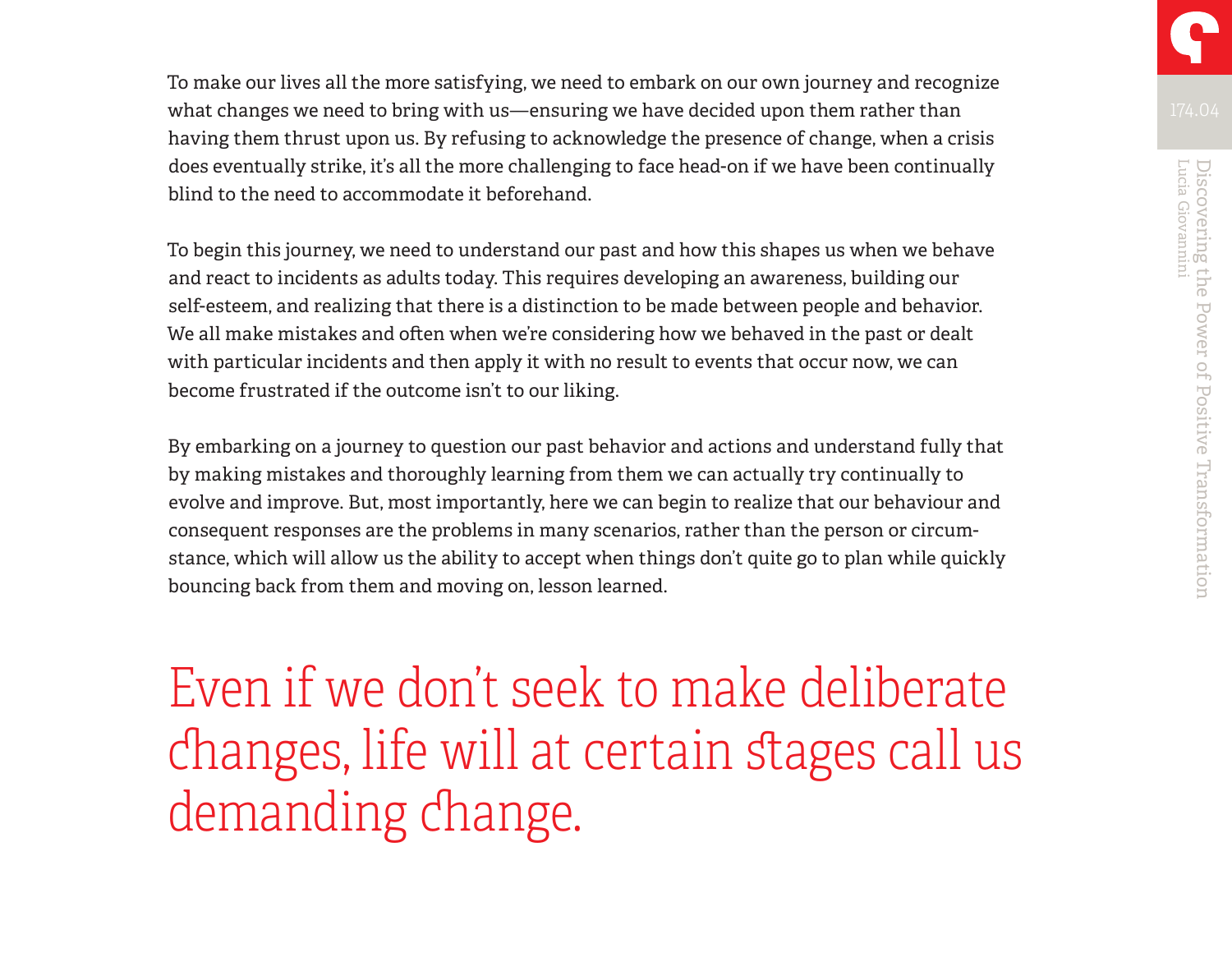To make our lives all the more satisfying, we need to embark on our own journey and recognize what changes we need to bring with us—ensuring we have decided upon them rather than having them thrust upon us. By refusing to acknowledge the presence of change, when a crisis does eventually strike, it's all the more challenging to face head-on if we have been continually blind to the need to accommodate it beforehand.

To begin this journey, we need to understand our past and how this shapes us when we behave and react to incidents as adults today. This requires developing an awareness, building our self-esteem, and realizing that there is a distinction to be made between people and behavior. We all make mistakes and often when we're considering how we behaved in the past or dealt with particular incidents and then apply it with no result to events that occur now, we can become frustrated if the outcome isn't to our liking.

By embarking on a journey to question our past behavior and actions and understand fully that by making mistakes and thoroughly learning from them we can actually try continually to evolve and improve. But, most importantly, here we can begin to realize that our behaviour and consequent responses are the problems in many scenarios, rather than the person or circumstance, which will allow us the ability to accept when things don't quite go to plan while quickly bouncing back from them and moving on, lesson learned.

> Even if we don't seek to make deliberate changes, life will at certain stages call us demanding change.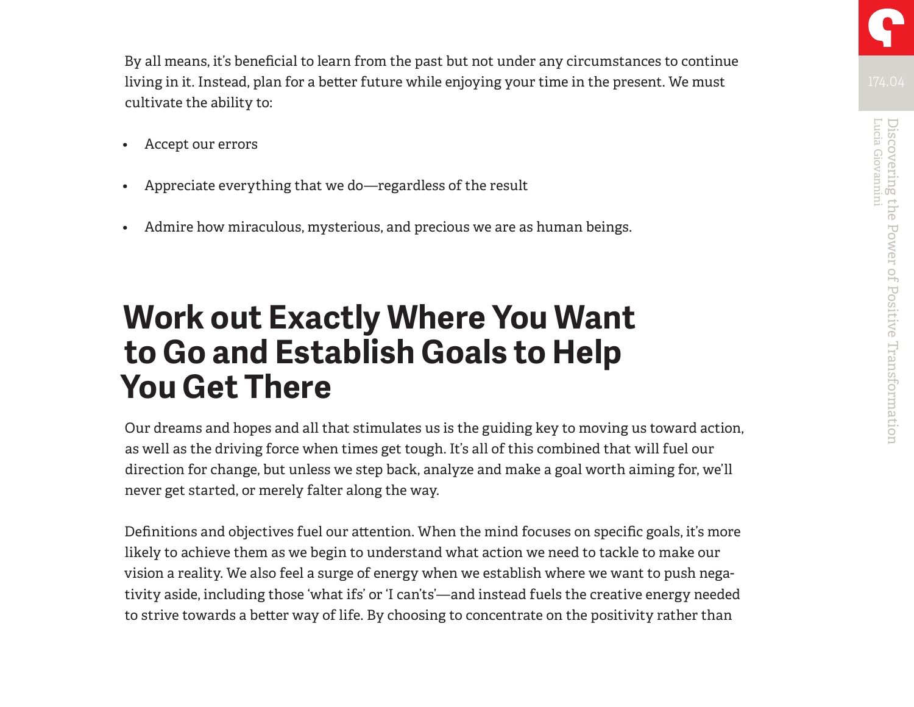By all means, it's beneficial to learn from the past but not under any circumstances to continue living in it. Instead, plan for a better future while enjoying your time in the present. We must cultivate the ability to:

- Accept our errors
- Appreciate everything that we do—regardless of the result
- Admire how miraculous, mysterious, and precious we are as human beings.

## Work out Exactly Where You Want to Go and Establish Goals to Help You Get There

Our dreams and hopes and all that stimulates us is the guiding key to moving us toward action, as well as the driving force when times get tough. It's all of this combined that will fuel our direction for change, but unless we step back, analyze and make a goal worth aiming for, we'll never get started, or merely falter along the way.

Definitions and objectives fuel our attention. When the mind focuses on specific goals, it's more likely to achieve them as we begin to understand what action we need to tackle to make our vision a reality. We also feel a surge of energy when we establish where we want to push negativity aside, including those 'what ifs' or 'I can'ts'—and instead fuels the creative energy needed to strive towards a better way of life. By choosing to concentrate on the positivity rather than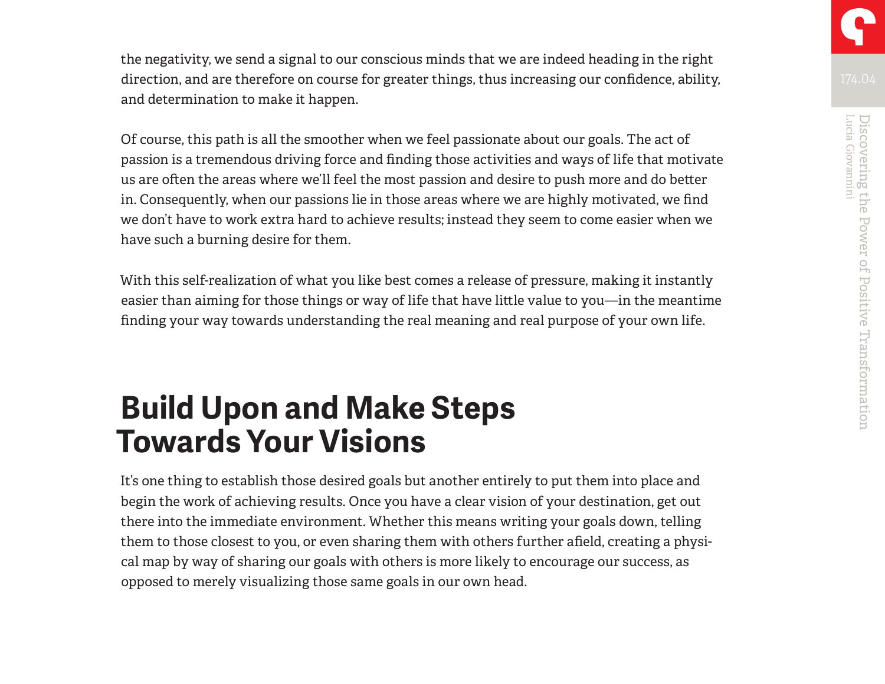the negativity, we send a signal to our conscious minds that we are indeed heading in the right direction, and are therefore on course for greater things, thus increasing our confidence, ability, and determination to make it happen.

Of course, this path is all the smoother when we feel passionate about our goals. The act of passion is a tremendous driving force and finding those activities and ways of life that motivate us are often the areas where we'll feel the most passion and desire to push more and do better in. Consequently, when our passions lie in those areas where we are highly motivated, we find we don't have to work extra hard to achieve results; instead they seem to come easier when we have such a burning desire for them.

With this self-realization of what you like best comes a release of pressure, making it instantly easier than aiming for those things or way of life that have little value to you—in the meantime finding your way towards understanding the real meaning and real purpose of your own life.

## Build Upon and Make Steps Towards Your Visions

It's one thing to establish those desired goals but another entirely to put them into place and begin the work of achieving results. Once you have a clear vision of your destination, get out there into the immediate environment. Whether this means writing your goals down, telling them to those closest to you, or even sharing them with others further afield, creating a physical map by way of sharing our goals with others is more likely to encourage our success, as opposed to merely visualizing those same goals in our own head.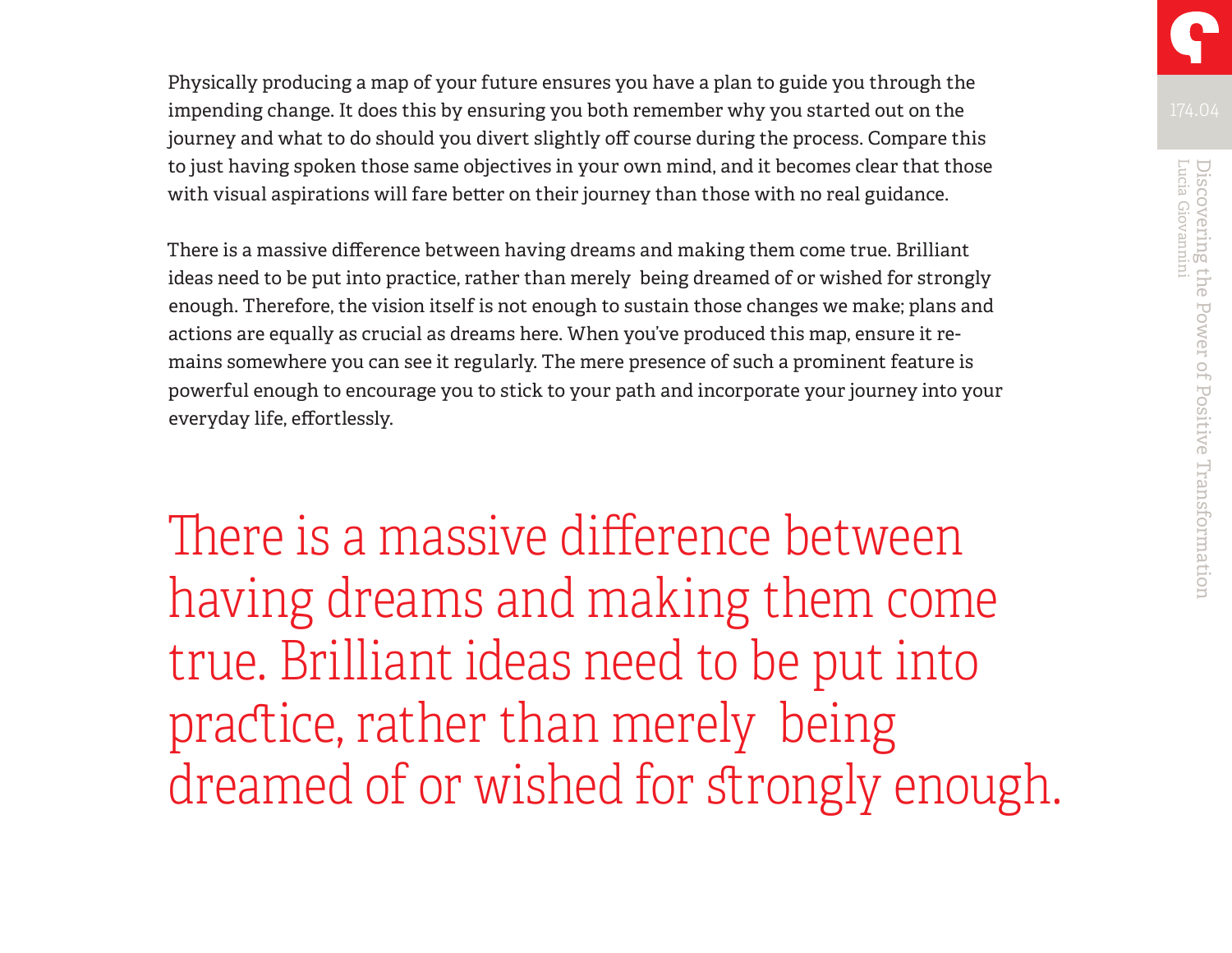Physically producing a map of your future ensures you have a plan to guide you through the impending change. It does this by ensuring you both remember why you started out on the journey and what to do should you divert slightly off course during the process. Compare this to just having spoken those same objectives in your own mind, and it becomes clear that those with visual aspirations will fare better on their journey than those with no real guidance.

There is a massive difference between having dreams and making them come true. Brilliant ideas need to be put into practice, rather than merely being dreamed of or wished for strongly enough. Therefore, the vision itself is not enough to sustain those changes we make; plans and actions are equally as crucial as dreams here. When you've produced this map, ensure it remains somewhere you can see it regularly. The mere presence of such a prominent feature is powerful enough to encourage you to stick to your path and incorporate your journey into your everyday life, effortlessly.

> There is a massive difference between having dreams and making them come true. Brilliant ideas need to be put into practice, rather than merely being dreamed of or wished for strongly enough.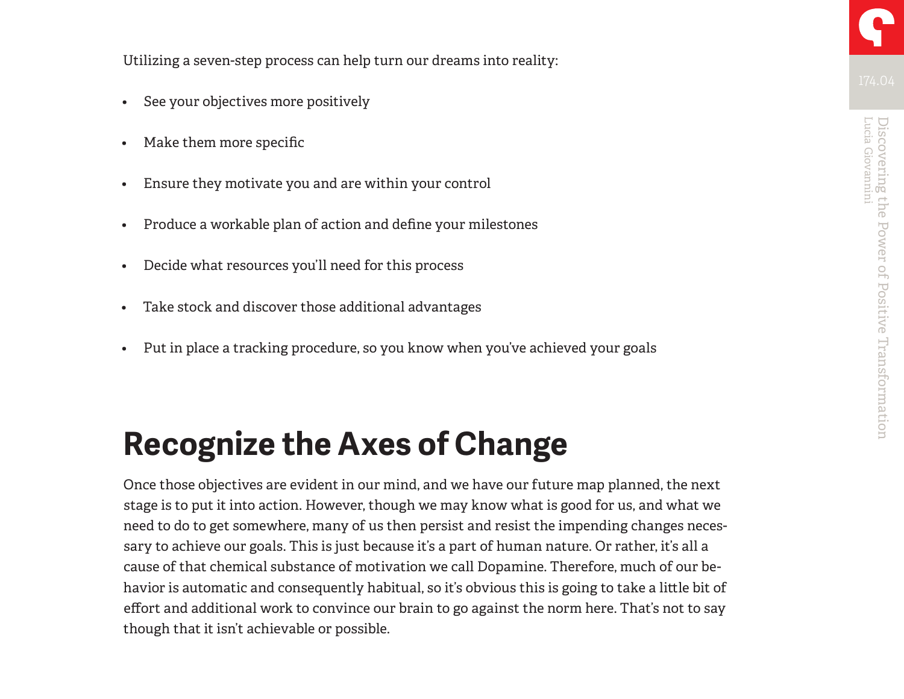Utilizing a seven-step process can help turn our dreams into reality:

- See your objectives more positively
- Make them more specific
- Ensure they motivate you and are within your control
- Produce a workable plan of action and define your milestones
- Decide what resources you'll need for this process
- Take stock and discover those additional advantages
- Put in place a tracking procedure, so you know when you've achieved your goals

## Recognize the Axes of Change

Once those objectives are evident in our mind, and we have our future map planned, the next stage is to put it into action. However, though we may know what is good for us, and what we need to do to get somewhere, many of us then persist and resist the impending changes necessary to achieve our goals. This is just because it's a part of human nature. Or rather, it's all a cause of that chemical substance of motivation we call Dopamine. Therefore, much of our behavior is automatic and consequently habitual, so it's obvious this is going to take a little bit of effort and additional work to convince our brain to go against the norm here. That's not to say though that it isn't achievable or possible.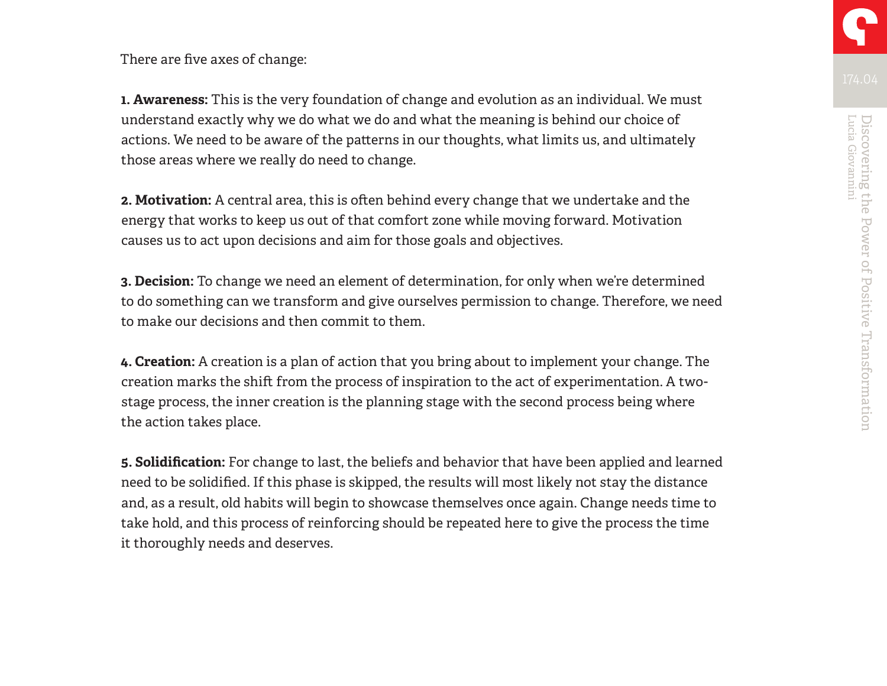There are five axes of change:

**1. Awareness:** This is the very foundation of change and evolution as an individual. We must understand exactly why we do what we do and what the meaning is behind our choice of actions. We need to be aware of the patterns in our thoughts, what limits us, and ultimately those areas where we really do need to change.

**2. Motivation:** A central area, this is often behind every change that we undertake and the energy that works to keep us out of that comfort zone while moving forward. Motivation causes us to act upon decisions and aim for those goals and objectives.

**3. Decision:** To change we need an element of determination, for only when we're determined to do something can we transform and give ourselves permission to change. Therefore, we need to make our decisions and then commit to them.

**4. Creation:** A creation is a plan of action that you bring about to implement your change. The creation marks the shift from the process of inspiration to the act of experimentation. A two-stage process, the inner creation is the planning stage with the second process being where the action takes place.

**5. Solidification:** For change to last, the beliefs and behavior that have been applied and learned need to be solidified. If this phase is skipped, the results will most likely not stay the distance and, as a result, old habits will begin to showcase themselves once again. Change needs time to take hold, and this process of reinforcing should be repeated here to give the process the time it thoroughly needs and deserves.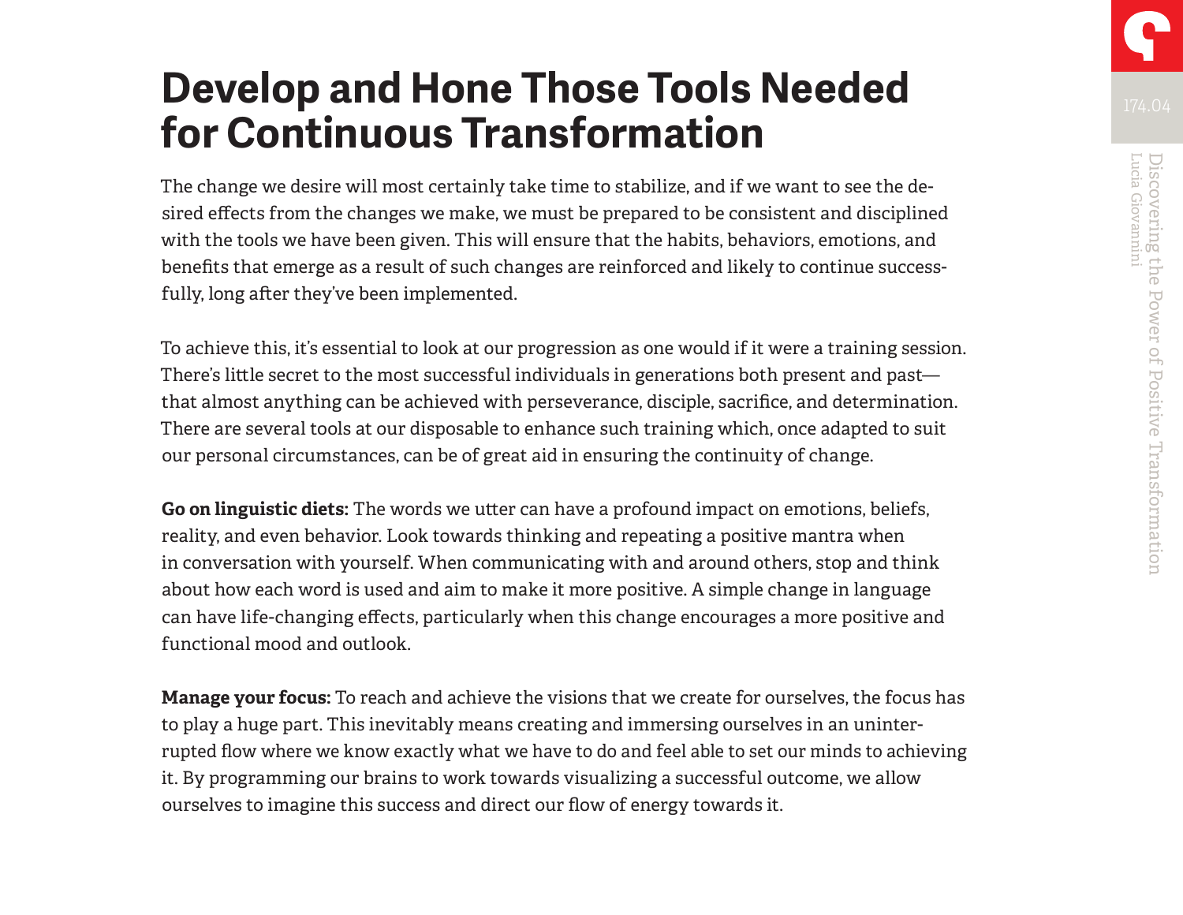# Develop and Hone Those Tools Needed for Continuous Transformation

The change we desire will most certainly take time to stabilize, and if we want to see the desired effects from the changes we make, we must be prepared to be consistent and disciplined with the tools we have been given. This will ensure that the habits, behaviors, emotions, and benefits that emerge as a result of such changes are reinforced and likely to continue successfully, long after they've been implemented.

To achieve this, it's essential to look at our progression as one would if it were a training session. There's little secret to the most successful individuals in generations both present and past—that almost anything can be achieved with perseverance, disciple, sacrifice, and determination. There are several tools at our disposable to enhance such training which, once adapted to suit our personal circumstances, can be of great aid in ensuring the continuity of change.

**Go on linguistic diets:** The words we utter can have a profound impact on emotions, beliefs, reality, and even behavior. Look towards thinking and repeating a positive mantra when in conversation with yourself. When communicating with and around others, stop and think about how each word is used and aim to make it more positive. A simple change in language can have life-changing effects, particularly when this change encourages a more positive and functional mood and outlook.

**Manage your focus:** To reach and achieve the visions that we create for ourselves, the focus has to play a huge part. This inevitably means creating and immersing ourselves in an uninterrupted flow where we know exactly what we have to do and feel able to set our minds to achieving it. By programming our brains to work towards visualizing a successful outcome, we allow ourselves to imagine this success and direct our flow of energy towards it.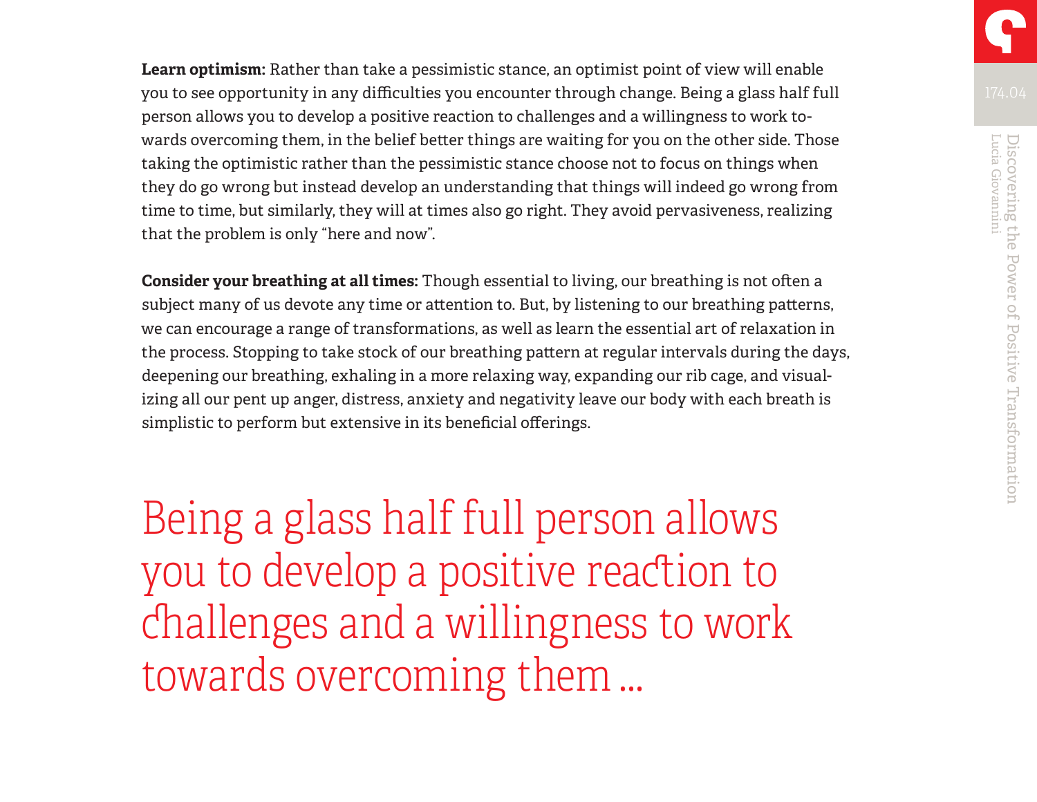**Learn optimism:** Rather than take a pessimistic stance, an optimist point of view will enable you to see opportunity in any difficulties you encounter through change. Being a glass half full person allows you to develop a positive reaction to challenges and a willingness to work towards overcoming them, in the belief better things are waiting for you on the other side. Those taking the optimistic rather than the pessimistic stance choose not to focus on things when they do go wrong but instead develop an understanding that things will indeed go wrong from time to time, but similarly, they will at times also go right. They avoid pervasiveness, realizing that the problem is only "here and now".

**Consider your breathing at all times:** Though essential to living, our breathing is not often a subject many of us devote any time or attention to. But, by listening to our breathing patterns, we can encourage a range of transformations, as well as learn the essential art of relaxation in the process. Stopping to take stock of our breathing pattern at regular intervals during the days, deepening our breathing, exhaling in a more relaxing way, expanding our rib cage, and visualizing all our pent up anger, distress, anxiety and negativity leave our body with each breath is simplistic to perform but extensive in its beneficial offerings.

> Being a glass half full person allows you to develop a positive reaction to challenges and a willingness to work towards overcoming them ...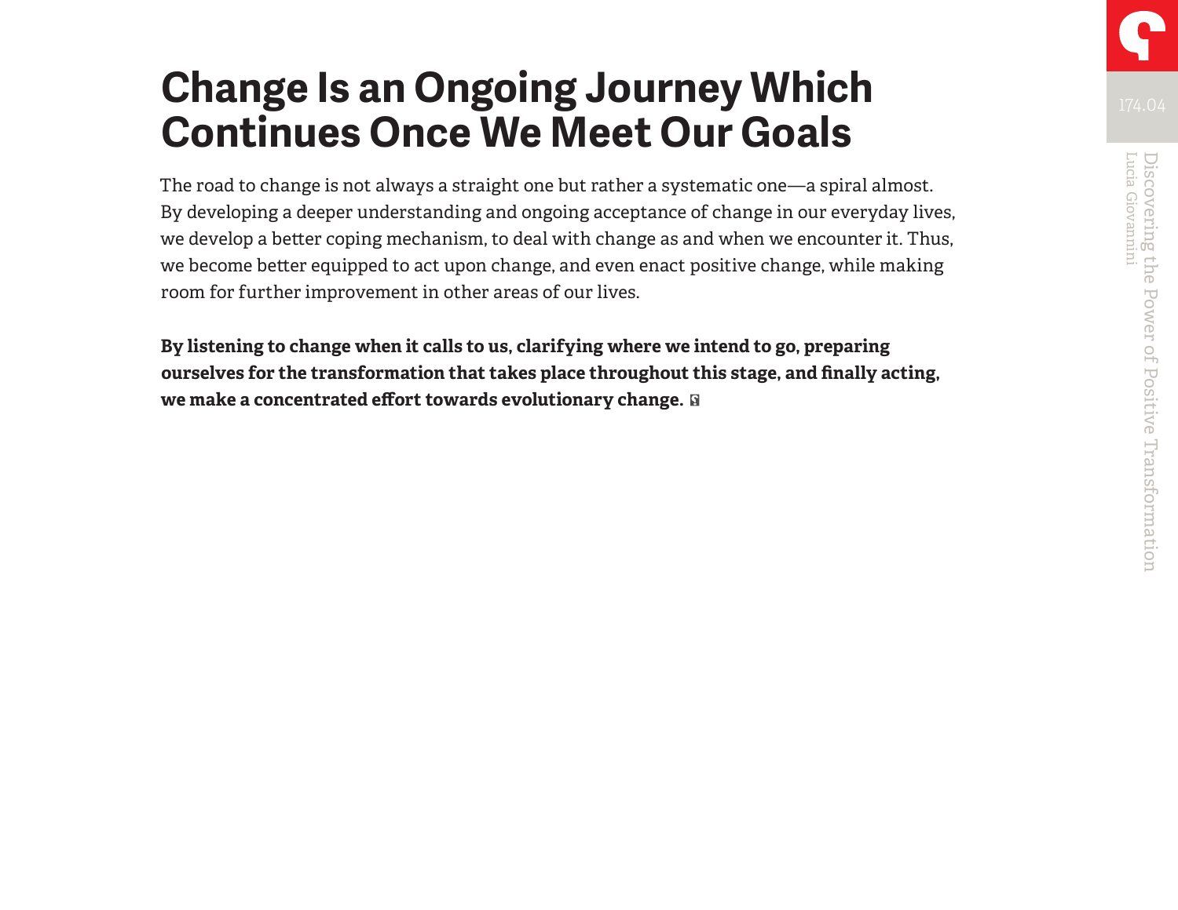# Change Is an Ongoing Journey Which Continues Once We Meet Our Goals

The road to change is not always a straight one but rather a systematic one—a spiral almost. By developing a deeper understanding and ongoing acceptance of change in our everyday lives, we develop a better coping mechanism, to deal with change as and when we encounter it. Thus, we become better equipped to act upon change, and even enact positive change, while making room for further improvement in other areas of our lives.

**By listening to change when it calls to us, clarifying where we intend to go, preparing ourselves for the transformation that takes place throughout this stage, and finally acting, we make a concentrated effort towards evolutionary change.**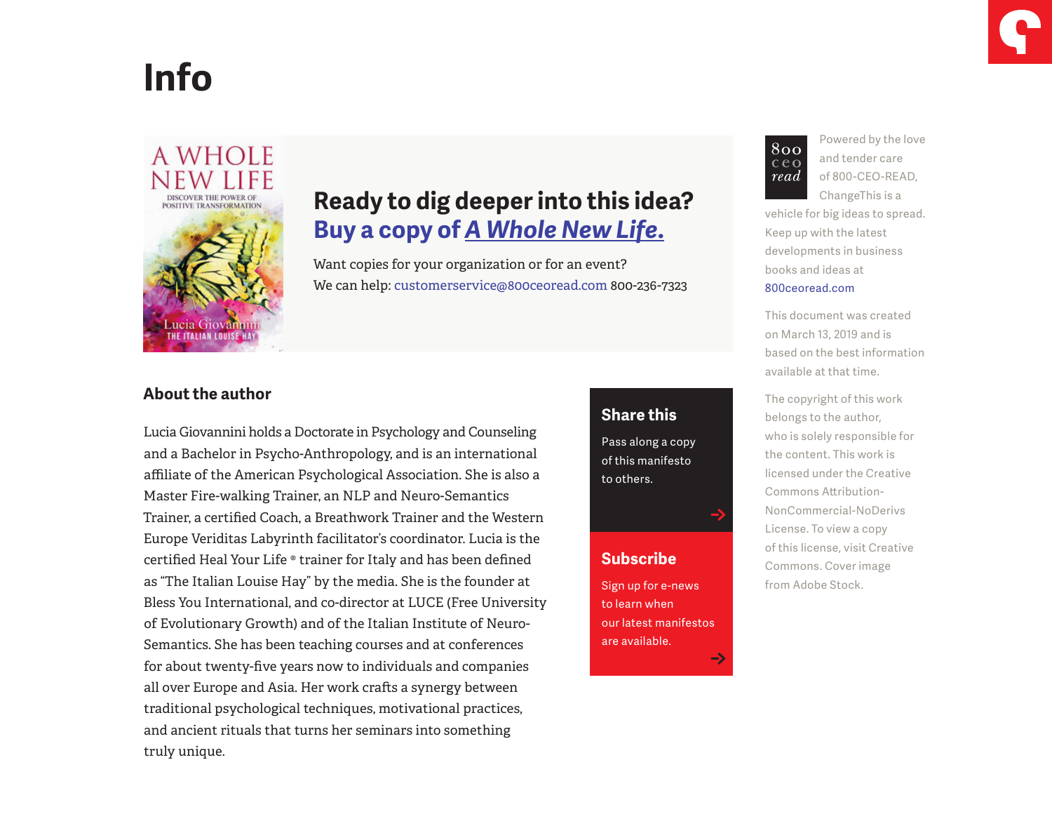# Info

## Ready to dig deeper into this idea?

## Buy a copy of *A Whole New Life.*

Want copies for your organization or for an event?
We can help: customerservice@800ceoread.com 800-236-7323

### About the author

Lucia Giovannini holds a Doctorate in Psychology and Counseling and a Bachelor in Psycho-Anthropology, and is an international affiliate of the American Psychological Association. She is also a Master Fire-walking Trainer, an NLP and Neuro-Semantics Trainer, a certified Coach, a Breathwork Trainer and the Western Europe Veriditas Labyrinth facilitator's coordinator. Lucia is the certified Heal Your Life ® trainer for Italy and has been defined as "The Italian Louise Hay" by the media. She is the founder at Bless You International, and co-director at LUCE (Free University of Evolutionary Growth) and of the Italian Institute of Neuro-Semantics. She has been teaching courses and at conferences for about twenty-five years now to individuals and companies all over Europe and Asia. Her work crafts a synergy between traditional psychological techniques, motivational practices, and ancient rituals that turns her seminars into something truly unique.

### Share this

Pass along a copy of this manifesto to others.

### Subscribe

Sign up for e-news to learn when our latest manifestos are available.

Powered by the love and tender care of 800-CEO-READ, ChangeThis is a vehicle for big ideas to spread. Keep up with the latest developments in business books and ideas at 800ceoread.com

This document was created on March 13, 2019 and is based on the best information available at that time.

The copyright of this work belongs to the author, who is solely responsible for the content. This work is licensed under the Creative Commons Attribution-NonCommercial-NoDerivs License. To view a copy of this license, visit Creative Commons. Cover image from Adobe Stock.